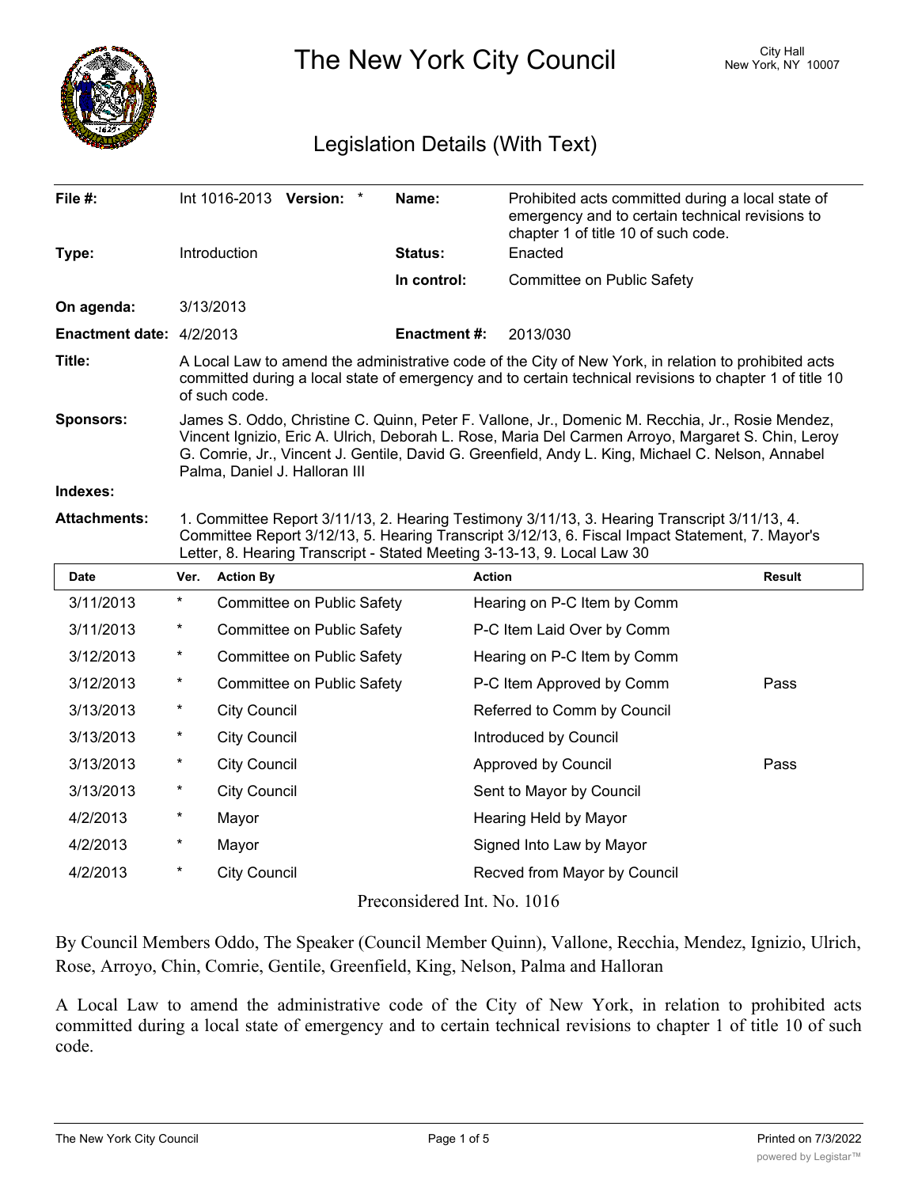# The New York City Council

City Hall
New York, NY 10007

## Legislation Details (With Text)

| | | | |
|---|---|---|---|
| **File #:** | Int 1016-2013 **Version:** * | **Name:** | Prohibited acts committed during a local state of emergency and to certain technical revisions to chapter 1 of title 10 of such code. |
| **Type:** | Introduction | **Status:** | Enacted |
| | | **In control:** | Committee on Public Safety |
| **On agenda:** | 3/13/2013 | | |
| **Enactment date:** | 4/2/2013 | **Enactment #:** | 2013/030 |

**Title:** A Local Law to amend the administrative code of the City of New York, in relation to prohibited acts committed during a local state of emergency and to certain technical revisions to chapter 1 of title 10 of such code.

**Sponsors:** James S. Oddo, Christine C. Quinn, Peter F. Vallone, Jr., Domenic M. Recchia, Jr., Rosie Mendez, Vincent Ignizio, Eric A. Ulrich, Deborah L. Rose, Maria Del Carmen Arroyo, Margaret S. Chin, Leroy G. Comrie, Jr., Vincent J. Gentile, David G. Greenfield, Andy L. King, Michael C. Nelson, Annabel Palma, Daniel J. Halloran III

**Indexes:**

**Attachments:** 1. Committee Report 3/11/13, 2. Hearing Testimony 3/11/13, 3. Hearing Transcript 3/11/13, 4. Committee Report 3/12/13, 5. Hearing Transcript 3/12/13, 6. Fiscal Impact Statement, 7. Mayor's Letter, 8. Hearing Transcript - Stated Meeting 3-13-13, 9. Local Law 30

| Date | Ver. | Action By | Action | Result |
|---|---|---|---|---|
| 3/11/2013 | * | Committee on Public Safety | Hearing on P-C Item by Comm | |
| 3/11/2013 | * | Committee on Public Safety | P-C Item Laid Over by Comm | |
| 3/12/2013 | * | Committee on Public Safety | Hearing on P-C Item by Comm | |
| 3/12/2013 | * | Committee on Public Safety | P-C Item Approved by Comm | Pass |
| 3/13/2013 | * | City Council | Referred to Comm by Council | |
| 3/13/2013 | * | City Council | Introduced by Council | |
| 3/13/2013 | * | City Council | Approved by Council | Pass |
| 3/13/2013 | * | City Council | Sent to Mayor by Council | |
| 4/2/2013 | * | Mayor | Hearing Held by Mayor | |
| 4/2/2013 | * | Mayor | Signed Into Law by Mayor | |
| 4/2/2013 | * | City Council | Recved from Mayor by Council | |

Preconsidered Int. No. 1016

By Council Members Oddo, The Speaker (Council Member Quinn), Vallone, Recchia, Mendez, Ignizio, Ulrich, Rose, Arroyo, Chin, Comrie, Gentile, Greenfield, King, Nelson, Palma and Halloran

A Local Law to amend the administrative code of the City of New York, in relation to prohibited acts committed during a local state of emergency and to certain technical revisions to chapter 1 of title 10 of such code.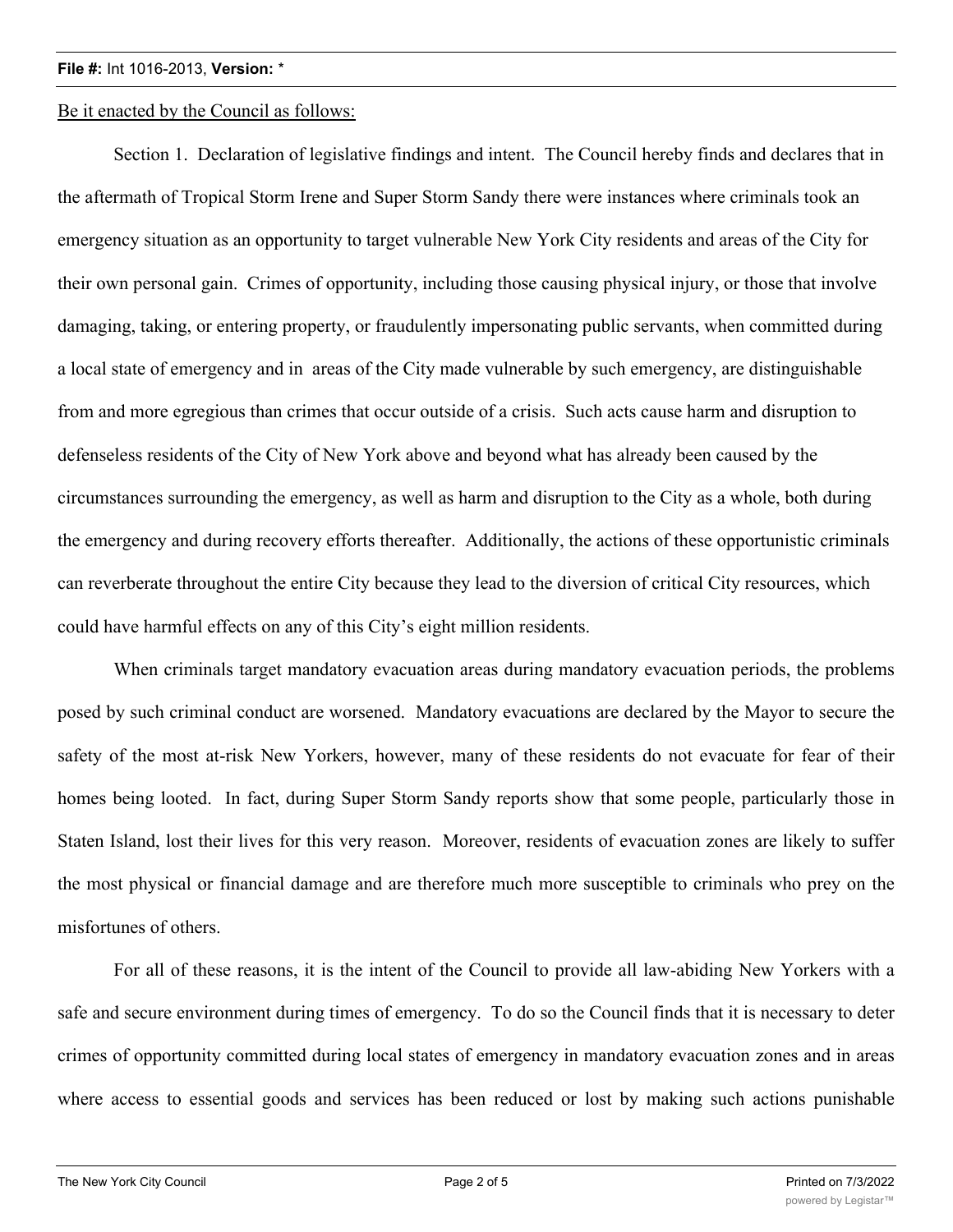Be it enacted by the Council as follows:

Section 1. Declaration of legislative findings and intent. The Council hereby finds and declares that in the aftermath of Tropical Storm Irene and Super Storm Sandy there were instances where criminals took an emergency situation as an opportunity to target vulnerable New York City residents and areas of the City for their own personal gain. Crimes of opportunity, including those causing physical injury, or those that involve damaging, taking, or entering property, or fraudulently impersonating public servants, when committed during a local state of emergency and in areas of the City made vulnerable by such emergency, are distinguishable from and more egregious than crimes that occur outside of a crisis. Such acts cause harm and disruption to defenseless residents of the City of New York above and beyond what has already been caused by the circumstances surrounding the emergency, as well as harm and disruption to the City as a whole, both during the emergency and during recovery efforts thereafter. Additionally, the actions of these opportunistic criminals can reverberate throughout the entire City because they lead to the diversion of critical City resources, which could have harmful effects on any of this City's eight million residents.

When criminals target mandatory evacuation areas during mandatory evacuation periods, the problems posed by such criminal conduct are worsened. Mandatory evacuations are declared by the Mayor to secure the safety of the most at-risk New Yorkers, however, many of these residents do not evacuate for fear of their homes being looted. In fact, during Super Storm Sandy reports show that some people, particularly those in Staten Island, lost their lives for this very reason. Moreover, residents of evacuation zones are likely to suffer the most physical or financial damage and are therefore much more susceptible to criminals who prey on the misfortunes of others.

For all of these reasons, it is the intent of the Council to provide all law-abiding New Yorkers with a safe and secure environment during times of emergency. To do so the Council finds that it is necessary to deter crimes of opportunity committed during local states of emergency in mandatory evacuation zones and in areas where access to essential goods and services has been reduced or lost by making such actions punishable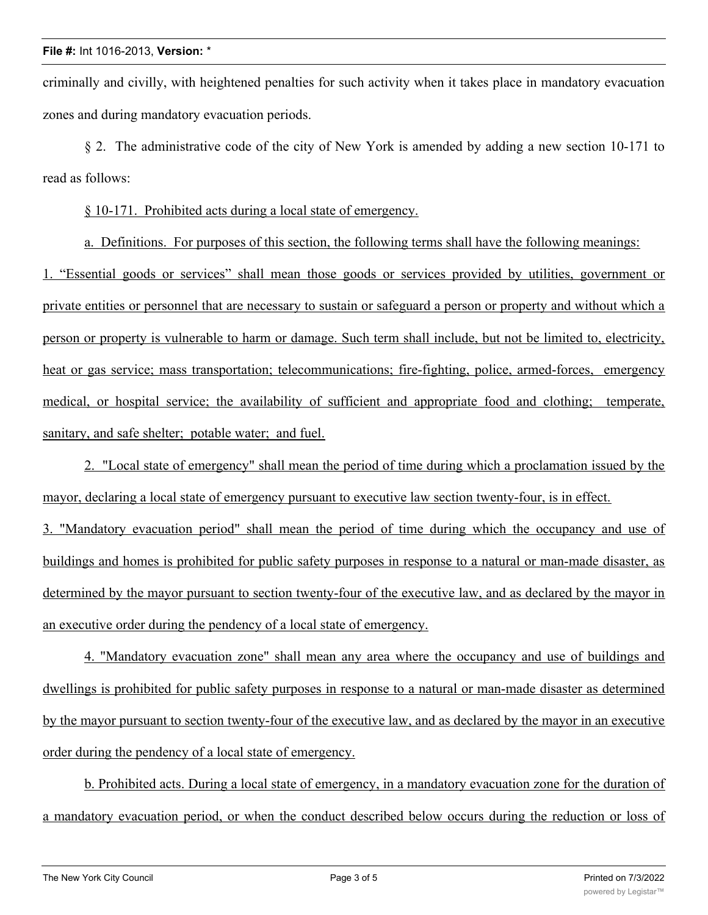criminally and civilly, with heightened penalties for such activity when it takes place in mandatory evacuation zones and during mandatory evacuation periods.

§ 2. The administrative code of the city of New York is amended by adding a new section 10-171 to read as follows:

<u>§ 10-171. Prohibited acts during a local state of emergency.</u>

<u>a. Definitions. For purposes of this section, the following terms shall have the following meanings:</u>

<u>1. "Essential goods or services" shall mean those goods or services provided by utilities, government or private entities or personnel that are necessary to sustain or safeguard a person or property and without which a person or property is vulnerable to harm or damage. Such term shall include, but not be limited to, electricity, heat or gas service; mass transportation; telecommunications; fire-fighting, police, armed-forces, emergency medical, or hospital service; the availability of sufficient and appropriate food and clothing; temperate, sanitary, and safe shelter; potable water; and fuel.</u>

<u>2. "Local state of emergency" shall mean the period of time during which a proclamation issued by the mayor, declaring a local state of emergency pursuant to executive law section twenty-four, is in effect.</u>

<u>3. "Mandatory evacuation period" shall mean the period of time during which the occupancy and use of buildings and homes is prohibited for public safety purposes in response to a natural or man-made disaster, as determined by the mayor pursuant to section twenty-four of the executive law, and as declared by the mayor in an executive order during the pendency of a local state of emergency.</u>

<u>4. "Mandatory evacuation zone" shall mean any area where the occupancy and use of buildings and dwellings is prohibited for public safety purposes in response to a natural or man-made disaster as determined by the mayor pursuant to section twenty-four of the executive law, and as declared by the mayor in an executive order during the pendency of a local state of emergency.</u>

<u>b. Prohibited acts. During a local state of emergency, in a mandatory evacuation zone for the duration of a mandatory evacuation period, or when the conduct described below occurs during the reduction or loss of</u>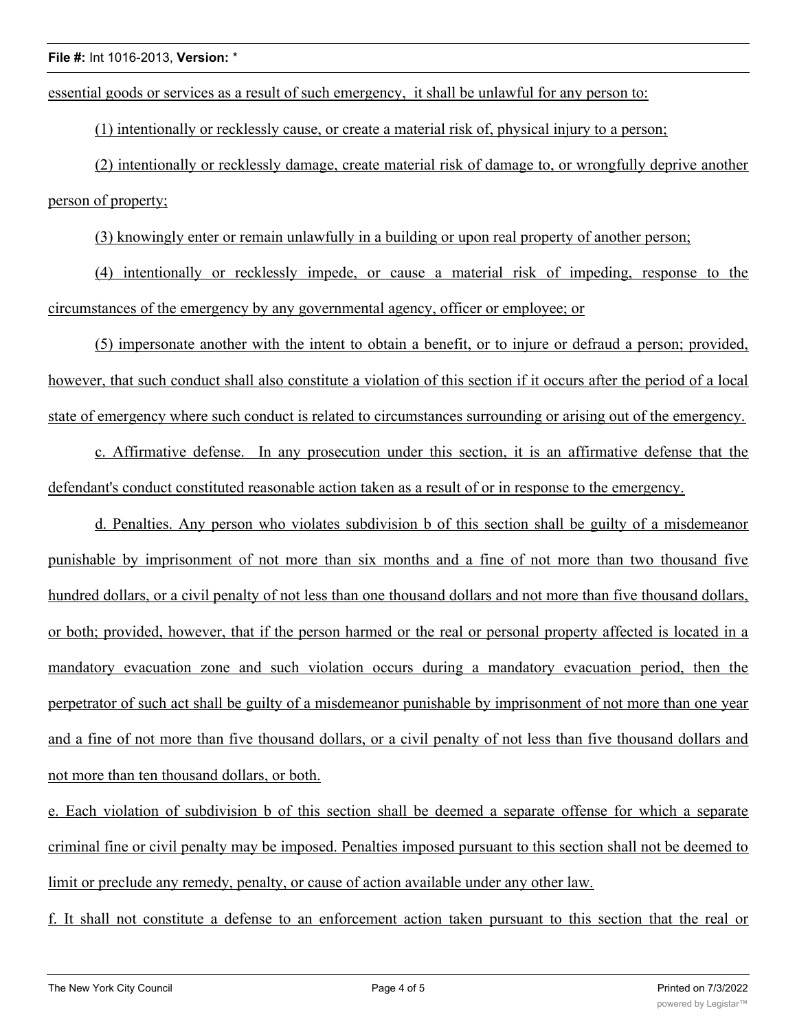essential goods or services as a result of such emergency, it shall be unlawful for any person to:

(1) intentionally or recklessly cause, or create a material risk of, physical injury to a person;

(2) intentionally or recklessly damage, create material risk of damage to, or wrongfully deprive another person of property;

(3) knowingly enter or remain unlawfully in a building or upon real property of another person;

(4) intentionally or recklessly impede, or cause a material risk of impeding, response to the circumstances of the emergency by any governmental agency, officer or employee; or

(5) impersonate another with the intent to obtain a benefit, or to injure or defraud a person; provided, however, that such conduct shall also constitute a violation of this section if it occurs after the period of a local state of emergency where such conduct is related to circumstances surrounding or arising out of the emergency.

c. Affirmative defense. In any prosecution under this section, it is an affirmative defense that the defendant's conduct constituted reasonable action taken as a result of or in response to the emergency.

d. Penalties. Any person who violates subdivision b of this section shall be guilty of a misdemeanor punishable by imprisonment of not more than six months and a fine of not more than two thousand five hundred dollars, or a civil penalty of not less than one thousand dollars and not more than five thousand dollars, or both; provided, however, that if the person harmed or the real or personal property affected is located in a mandatory evacuation zone and such violation occurs during a mandatory evacuation period, then the perpetrator of such act shall be guilty of a misdemeanor punishable by imprisonment of not more than one year and a fine of not more than five thousand dollars, or a civil penalty of not less than five thousand dollars and not more than ten thousand dollars, or both.

e. Each violation of subdivision b of this section shall be deemed a separate offense for which a separate criminal fine or civil penalty may be imposed. Penalties imposed pursuant to this section shall not be deemed to limit or preclude any remedy, penalty, or cause of action available under any other law.

f. It shall not constitute a defense to an enforcement action taken pursuant to this section that the real or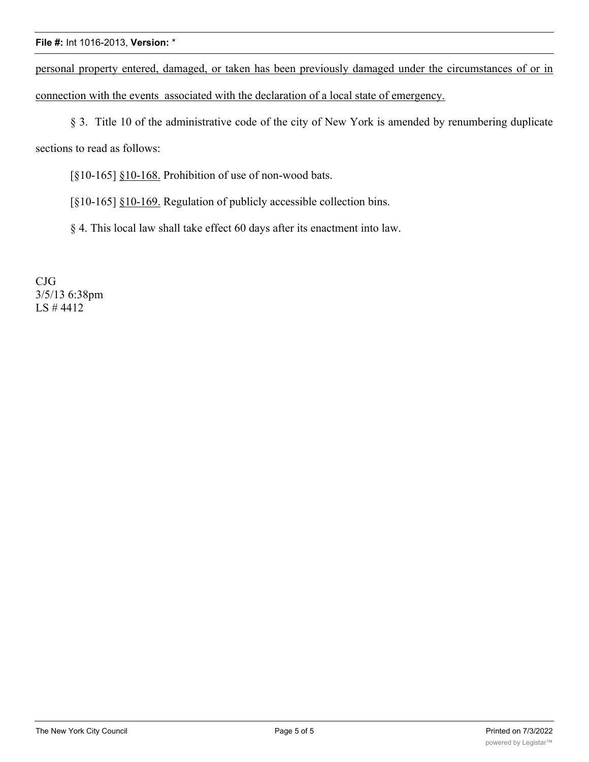<u>personal property entered, damaged, or taken has been previously damaged under the circumstances of or in connection with the events associated with the declaration of a local state of emergency.</u>

§ 3. Title 10 of the administrative code of the city of New York is amended by renumbering duplicate sections to read as follows:

[§10-165] <u>§10-168.</u> Prohibition of use of non-wood bats.

[§10-165] <u>§10-169.</u> Regulation of publicly accessible collection bins.

§ 4. This local law shall take effect 60 days after its enactment into law.

CJG
3/5/13 6:38pm
LS # 4412